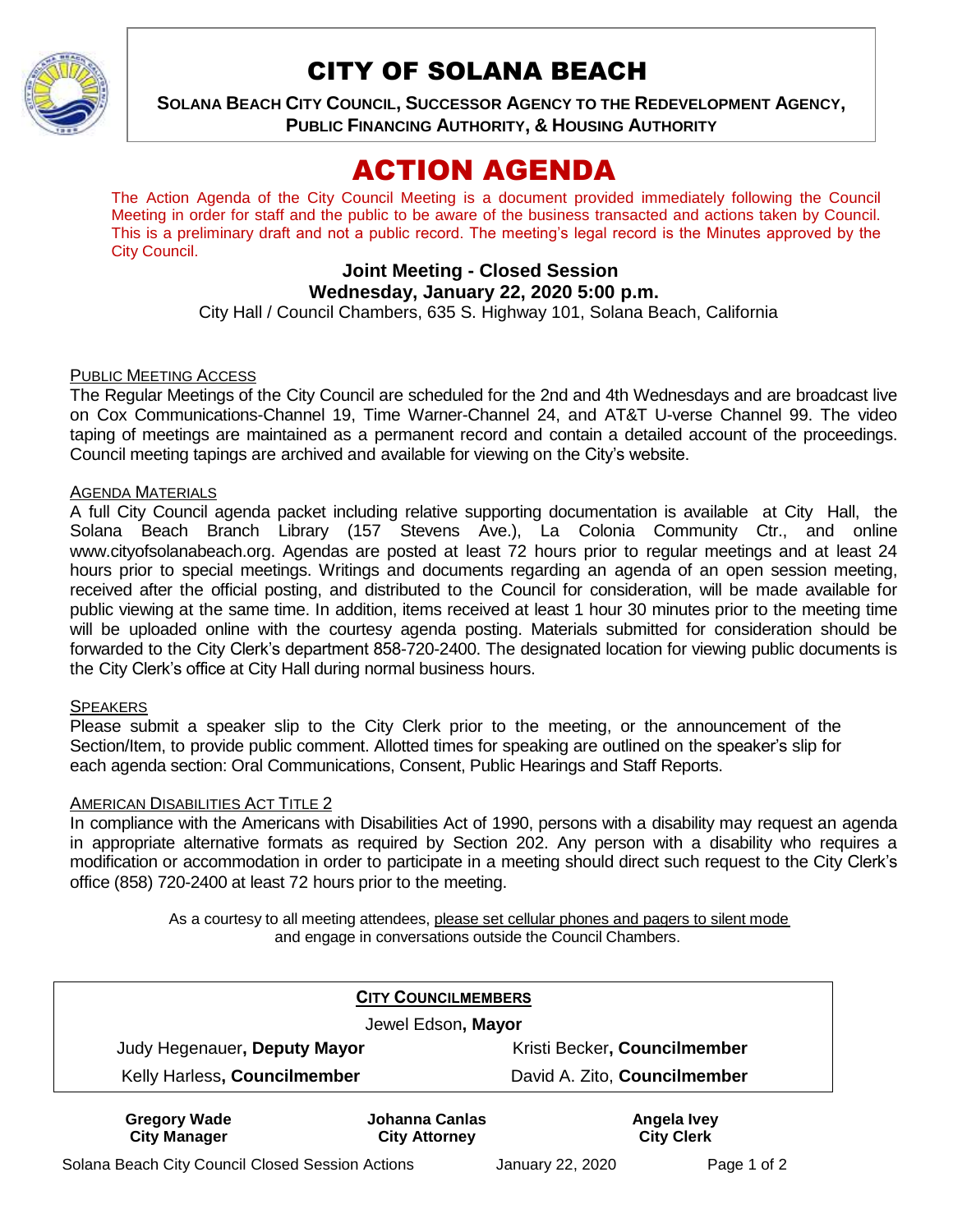# CITY OF SOLANA BEACH

**SOLANA BEACH CITY COUNCIL, SUCCESSOR AGENCY TO THE REDEVELOPMENT AGENCY, PUBLIC FINANCING AUTHORITY, & HOUSING AUTHORITY**

# ACTION AGENDA

The Action Agenda of the City Council Meeting is a document provided immediately following the Council Meeting in order for staff and the public to be aware of the business transacted and actions taken by Council. This is a preliminary draft and not a public record. The meeting's legal record is the Minutes approved by the City Council.

**Joint Meeting - Closed Session**
**Wednesday, January 22, 2020 5:00 p.m.**
City Hall / Council Chambers, 635 S. Highway 101, Solana Beach, California

PUBLIC MEETING ACCESS

The Regular Meetings of the City Council are scheduled for the 2nd and 4th Wednesdays and are broadcast live on Cox Communications-Channel 19, Time Warner-Channel 24, and AT&T U-verse Channel 99. The video taping of meetings are maintained as a permanent record and contain a detailed account of the proceedings. Council meeting tapings are archived and available for viewing on the City's website.

AGENDA MATERIALS

A full City Council agenda packet including relative supporting documentation is available at City Hall, the Solana Beach Branch Library (157 Stevens Ave.), La Colonia Community Ctr., and online www.cityofsolanabeach.org. Agendas are posted at least 72 hours prior to regular meetings and at least 24 hours prior to special meetings. Writings and documents regarding an agenda of an open session meeting, received after the official posting, and distributed to the Council for consideration, will be made available for public viewing at the same time. In addition, items received at least 1 hour 30 minutes prior to the meeting time will be uploaded online with the courtesy agenda posting. Materials submitted for consideration should be forwarded to the City Clerk's department 858-720-2400. The designated location for viewing public documents is the City Clerk's office at City Hall during normal business hours.

SPEAKERS

Please submit a speaker slip to the City Clerk prior to the meeting, or the announcement of the Section/Item, to provide public comment. Allotted times for speaking are outlined on the speaker's slip for each agenda section: Oral Communications, Consent, Public Hearings and Staff Reports.

AMERICAN DISABILITIES ACT TITLE 2

In compliance with the Americans with Disabilities Act of 1990, persons with a disability may request an agenda in appropriate alternative formats as required by Section 202. Any person with a disability who requires a modification or accommodation in order to participate in a meeting should direct such request to the City Clerk's office (858) 720-2400 at least 72 hours prior to the meeting.

As a courtesy to all meeting attendees, please set cellular phones and pagers to silent mode and engage in conversations outside the Council Chambers.

**CITY COUNCILMEMBERS**

Jewel Edson, **Mayor**

| | |
|---|---|
| Judy Hegenauer, **Deputy Mayor** | Kristi Becker, **Councilmember** |
| Kelly Harless, **Councilmember** | David A. Zito, **Councilmember** |

| | | |
|---|---|---|
| **Gregory Wade** | **Johanna Canlas** | **Angela Ivey** |
| **City Manager** | **City Attorney** | **City Clerk** |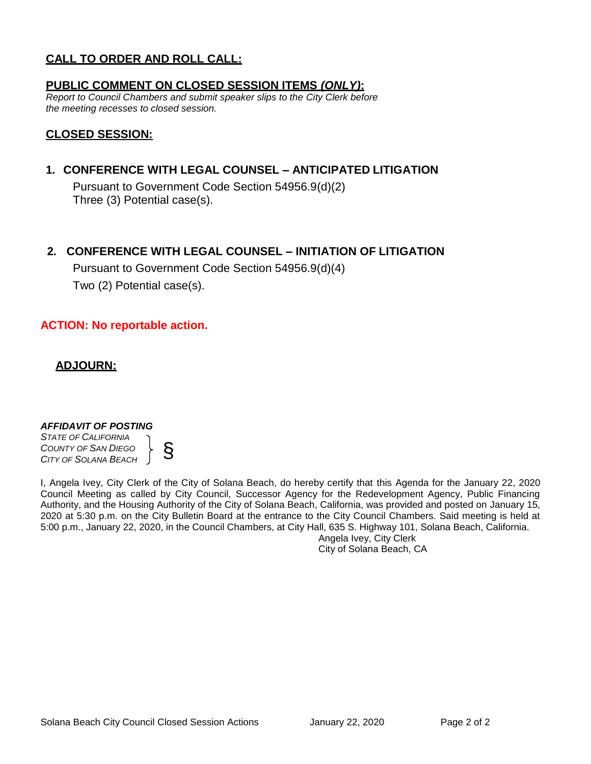## CALL TO ORDER AND ROLL CALL:

## PUBLIC COMMENT ON CLOSED SESSION ITEMS *(ONLY)*:

*Report to Council Chambers and submit speaker slips to the City Clerk before the meeting recesses to closed session.*

## CLOSED SESSION:

### 1. CONFERENCE WITH LEGAL COUNSEL – ANTICIPATED LITIGATION

Pursuant to Government Code Section 54956.9(d)(2)
Three (3) Potential case(s).

### 2. CONFERENCE WITH LEGAL COUNSEL – INITIATION OF LITIGATION

Pursuant to Government Code Section 54956.9(d)(4)

Two (2) Potential case(s).

**ACTION: No reportable action.**

## ADJOURN:

***AFFIDAVIT OF POSTING***

*STATE OF CALIFORNIA*
*COUNTY OF SAN DIEGO* } §
*CITY OF SOLANA BEACH*

I, Angela Ivey, City Clerk of the City of Solana Beach, do hereby certify that this Agenda for the January 22, 2020 Council Meeting as called by City Council, Successor Agency for the Redevelopment Agency, Public Financing Authority, and the Housing Authority of the City of Solana Beach, California, was provided and posted on January 15, 2020 at 5:30 p.m. on the City Bulletin Board at the entrance to the City Council Chambers. Said meeting is held at 5:00 p.m., January 22, 2020, in the Council Chambers, at City Hall, 635 S. Highway 101, Solana Beach, California.

Angela Ivey, City Clerk
City of Solana Beach, CA